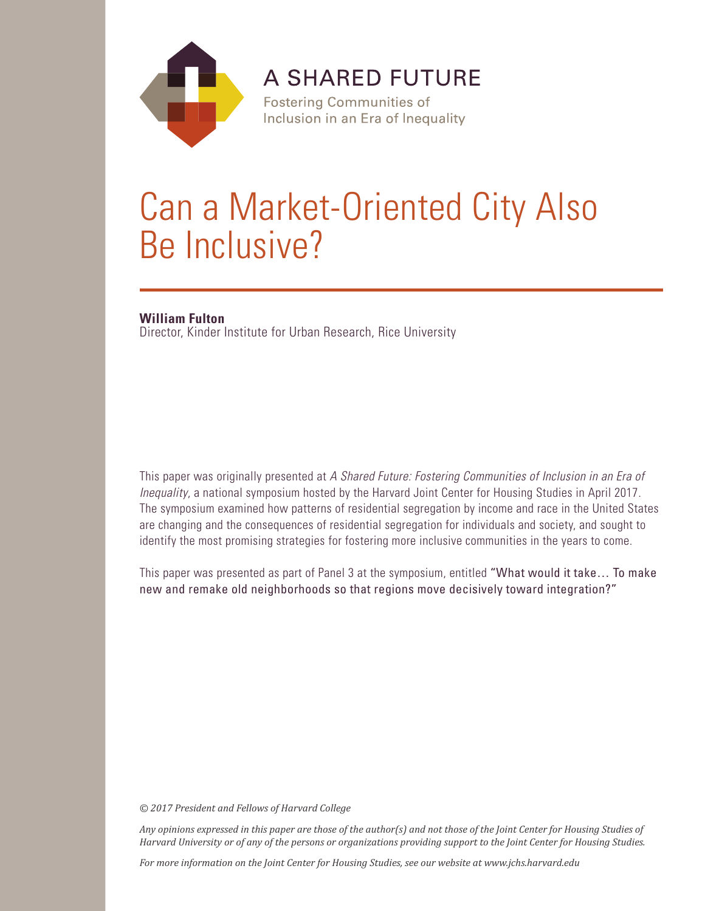A SHARED FUTURE

Fostering Communities of Inclusion in an Era of Inequality

# Can a Market-Oriented City Also Be Inclusive?

**William Fulton**
Director, Kinder Institute for Urban Research, Rice University

This paper was originally presented at *A Shared Future: Fostering Communities of Inclusion in an Era of Inequality*, a national symposium hosted by the Harvard Joint Center for Housing Studies in April 2017. The symposium examined how patterns of residential segregation by income and race in the United States are changing and the consequences of residential segregation for individuals and society, and sought to identify the most promising strategies for fostering more inclusive communities in the years to come.

This paper was presented as part of Panel 3 at the symposium, entitled "What would it take… To make new and remake old neighborhoods so that regions move decisively toward integration?"

*© 2017 President and Fellows of Harvard College*

*Any opinions expressed in this paper are those of the author(s) and not those of the Joint Center for Housing Studies of Harvard University or of any of the persons or organizations providing support to the Joint Center for Housing Studies.*

*For more information on the Joint Center for Housing Studies, see our website at www.jchs.harvard.edu*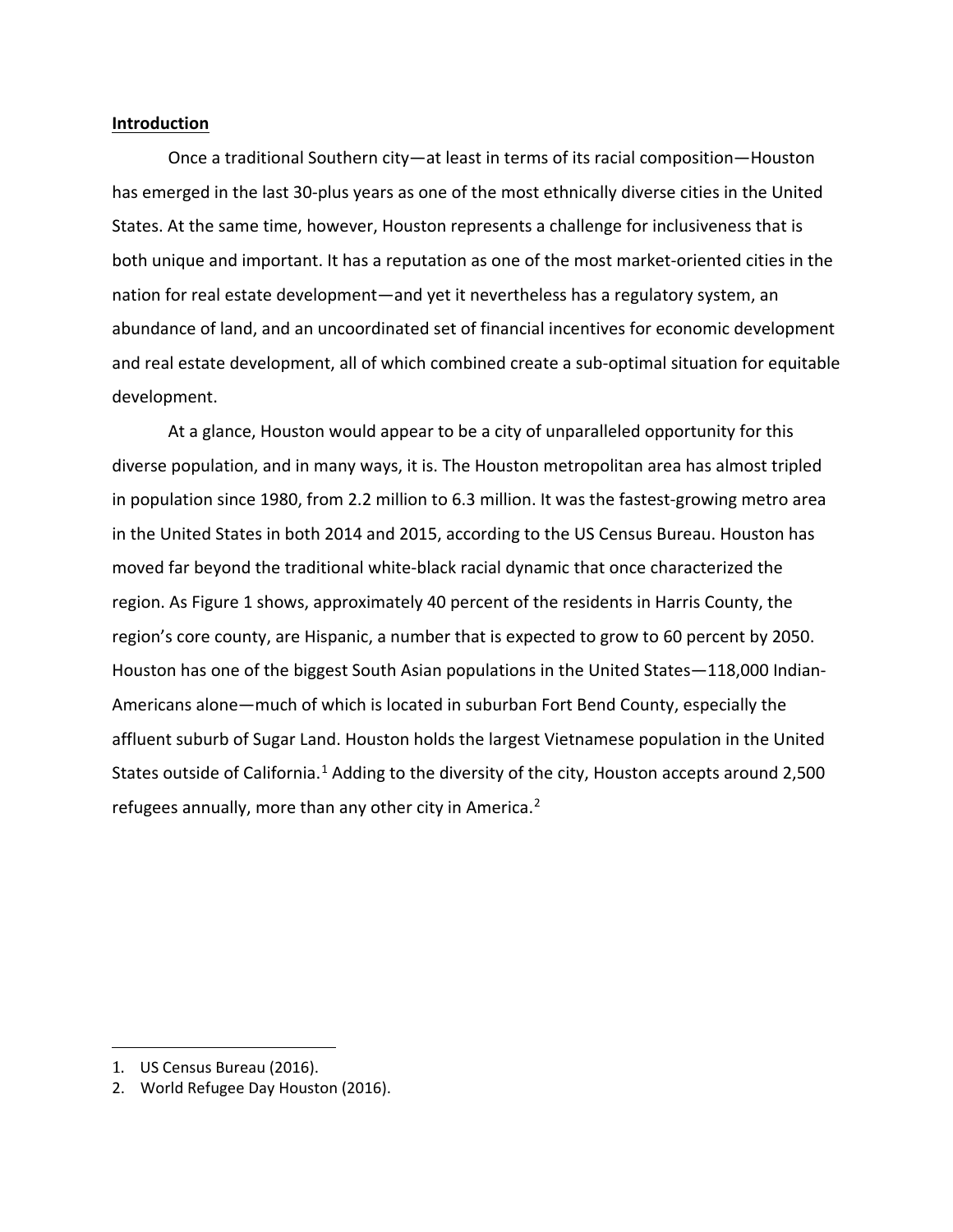**Introduction**

Once a traditional Southern city—at least in terms of its racial composition—Houston has emerged in the last 30-plus years as one of the most ethnically diverse cities in the United States. At the same time, however, Houston represents a challenge for inclusiveness that is both unique and important. It has a reputation as one of the most market-oriented cities in the nation for real estate development—and yet it nevertheless has a regulatory system, an abundance of land, and an uncoordinated set of financial incentives for economic development and real estate development, all of which combined create a sub-optimal situation for equitable development.

At a glance, Houston would appear to be a city of unparalleled opportunity for this diverse population, and in many ways, it is. The Houston metropolitan area has almost tripled in population since 1980, from 2.2 million to 6.3 million. It was the fastest-growing metro area in the United States in both 2014 and 2015, according to the US Census Bureau. Houston has moved far beyond the traditional white-black racial dynamic that once characterized the region. As Figure 1 shows, approximately 40 percent of the residents in Harris County, the region's core county, are Hispanic, a number that is expected to grow to 60 percent by 2050. Houston has one of the biggest South Asian populations in the United States—118,000 Indian-Americans alone—much of which is located in suburban Fort Bend County, especially the affluent suburb of Sugar Land. Houston holds the largest Vietnamese population in the United States outside of California.[1] Adding to the diversity of the city, Houston accepts around 2,500 refugees annually, more than any other city in America.[2]

1. US Census Bureau (2016).
2. World Refugee Day Houston (2016).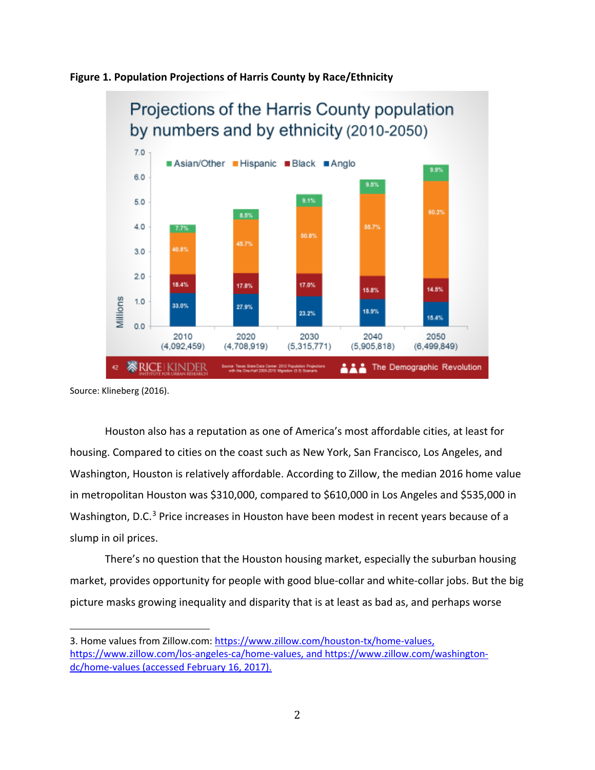**Figure 1. Population Projections of Harris County by Race/Ethnicity**

Source: Klineberg (2016).

Houston also has a reputation as one of America's most affordable cities, at least for housing. Compared to cities on the coast such as New York, San Francisco, Los Angeles, and Washington, Houston is relatively affordable. According to Zillow, the median 2016 home value in metropolitan Houston was $310,000, compared to $610,000 in Los Angeles and $535,000 in Washington, D.C.[3] Price increases in Houston have been modest in recent years because of a slump in oil prices.

There's no question that the Houston housing market, especially the suburban housing market, provides opportunity for people with good blue-collar and white-collar jobs. But the big picture masks growing inequality and disparity that is at least as bad as, and perhaps worse

3. Home values from Zillow.com: https://www.zillow.com/houston-tx/home-values, https://www.zillow.com/los-angeles-ca/home-values, and https://www.zillow.com/washington-dc/home-values (accessed February 16, 2017).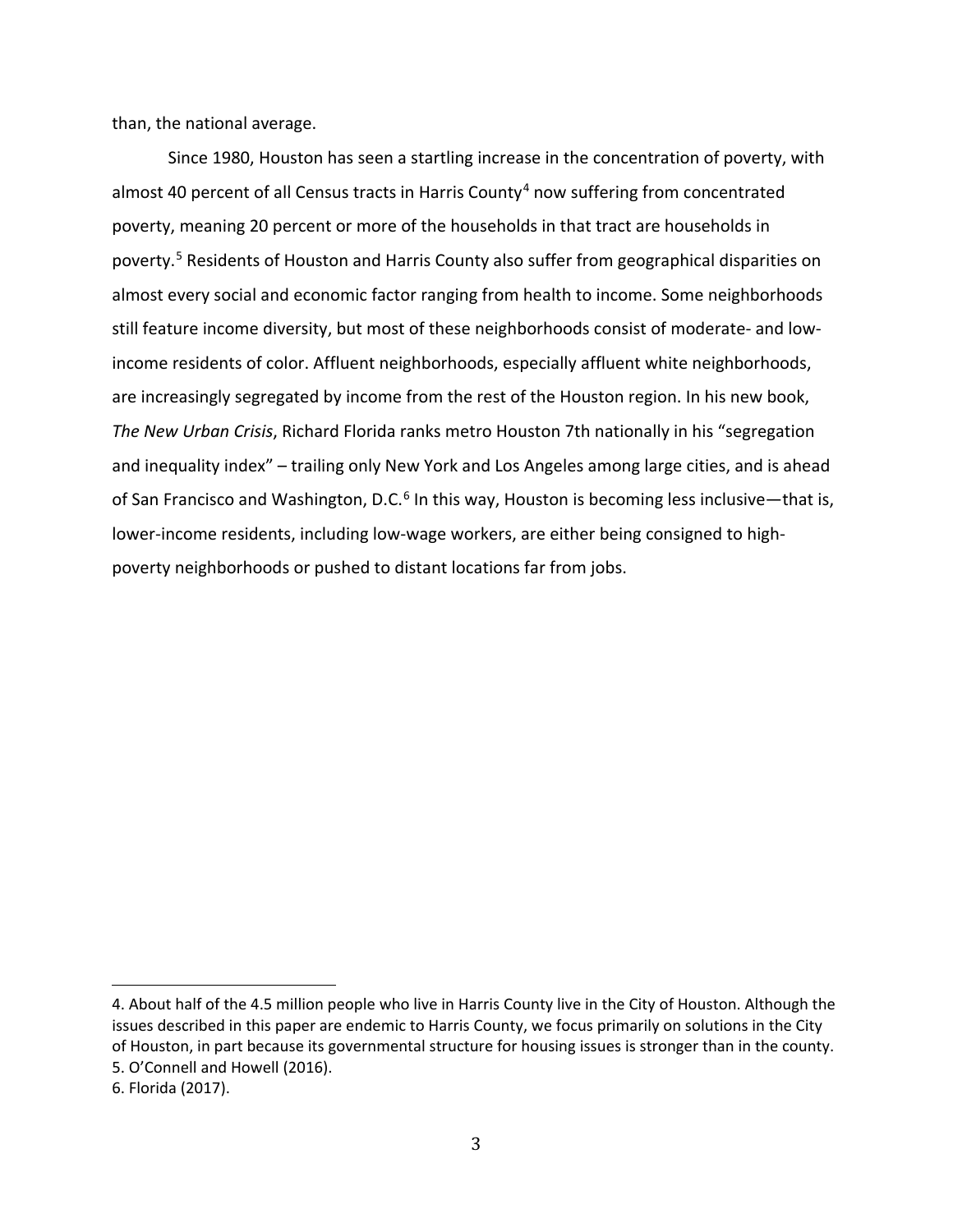than, the national average.

Since 1980, Houston has seen a startling increase in the concentration of poverty, with almost 40 percent of all Census tracts in Harris County[4] now suffering from concentrated poverty, meaning 20 percent or more of the households in that tract are households in poverty.[5] Residents of Houston and Harris County also suffer from geographical disparities on almost every social and economic factor ranging from health to income. Some neighborhoods still feature income diversity, but most of these neighborhoods consist of moderate- and low-income residents of color. Affluent neighborhoods, especially affluent white neighborhoods, are increasingly segregated by income from the rest of the Houston region. In his new book, *The New Urban Crisis*, Richard Florida ranks metro Houston 7th nationally in his "segregation and inequality index" – trailing only New York and Los Angeles among large cities, and is ahead of San Francisco and Washington, D.C.[6] In this way, Houston is becoming less inclusive—that is, lower-income residents, including low-wage workers, are either being consigned to high-poverty neighborhoods or pushed to distant locations far from jobs.

---

4. About half of the 4.5 million people who live in Harris County live in the City of Houston. Although the issues described in this paper are endemic to Harris County, we focus primarily on solutions in the City of Houston, in part because its governmental structure for housing issues is stronger than in the county.
5. O'Connell and Howell (2016).
6. Florida (2017).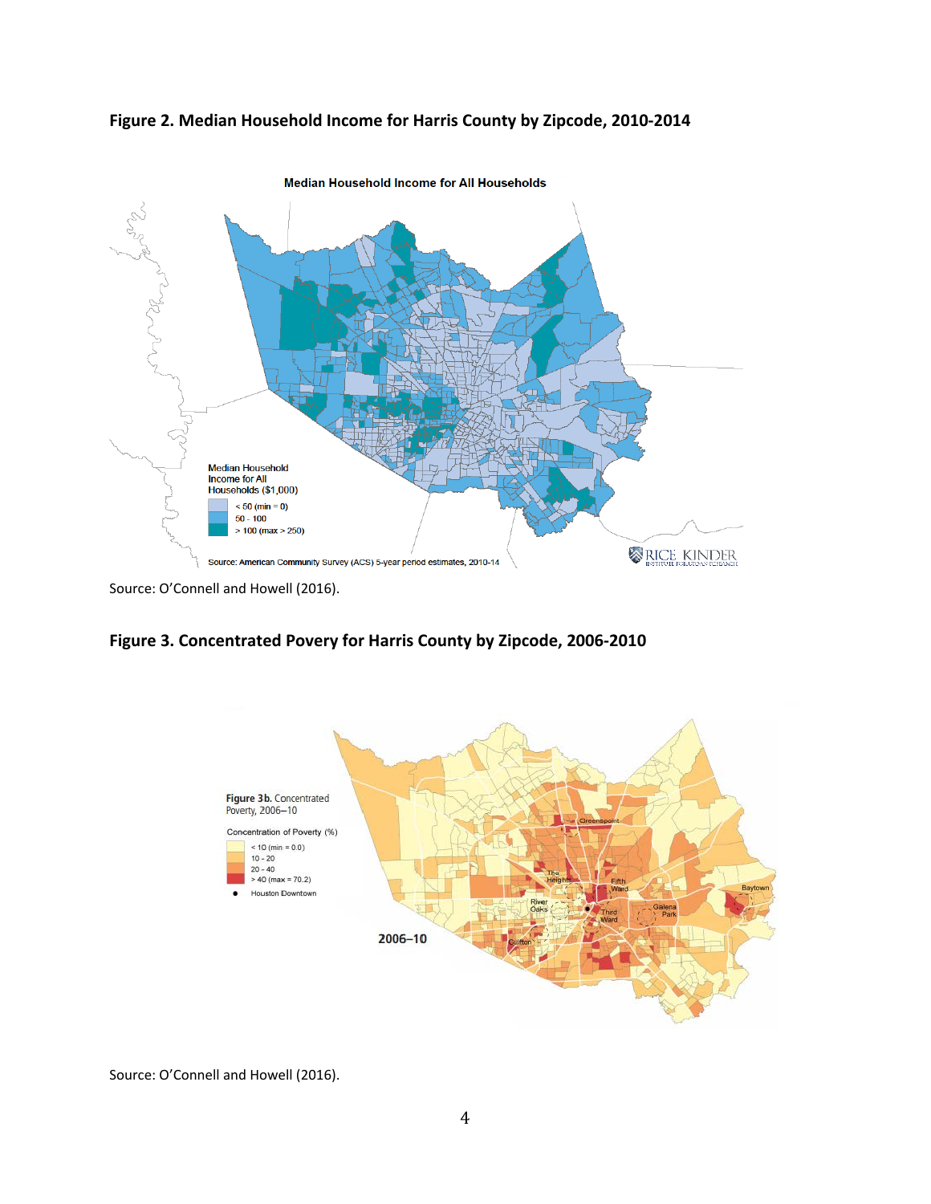**Figure 2. Median Household Income for Harris County by Zipcode, 2010-2014**

Source: O'Connell and Howell (2016).

**Figure 3. Concentrated Povery for Harris County by Zipcode, 2006-2010**

Source: O'Connell and Howell (2016).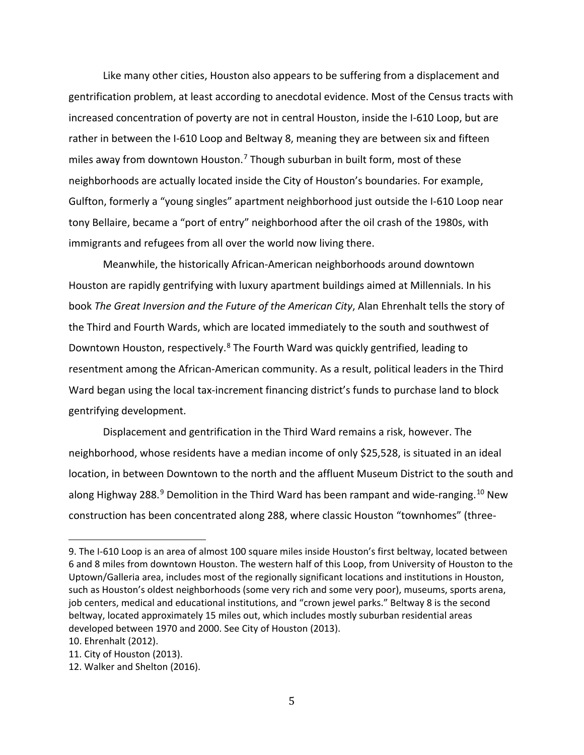Like many other cities, Houston also appears to be suffering from a displacement and gentrification problem, at least according to anecdotal evidence. Most of the Census tracts with increased concentration of poverty are not in central Houston, inside the I-610 Loop, but are rather in between the I-610 Loop and Beltway 8, meaning they are between six and fifteen miles away from downtown Houston.[7] Though suburban in built form, most of these neighborhoods are actually located inside the City of Houston's boundaries. For example, Gulfton, formerly a "young singles" apartment neighborhood just outside the I-610 Loop near tony Bellaire, became a "port of entry" neighborhood after the oil crash of the 1980s, with immigrants and refugees from all over the world now living there.

Meanwhile, the historically African-American neighborhoods around downtown Houston are rapidly gentrifying with luxury apartment buildings aimed at Millennials. In his book *The Great Inversion and the Future of the American City*, Alan Ehrenhalt tells the story of the Third and Fourth Wards, which are located immediately to the south and southwest of Downtown Houston, respectively.[8] The Fourth Ward was quickly gentrified, leading to resentment among the African-American community. As a result, political leaders in the Third Ward began using the local tax-increment financing district's funds to purchase land to block gentrifying development.

Displacement and gentrification in the Third Ward remains a risk, however. The neighborhood, whose residents have a median income of only $25,528, is situated in an ideal location, in between Downtown to the north and the affluent Museum District to the south and along Highway 288.[9] Demolition in the Third Ward has been rampant and wide-ranging.[10] New construction has been concentrated along 288, where classic Houston "townhomes" (three-

---

9. The I-610 Loop is an area of almost 100 square miles inside Houston's first beltway, located between 6 and 8 miles from downtown Houston. The western half of this Loop, from University of Houston to the Uptown/Galleria area, includes most of the regionally significant locations and institutions in Houston, such as Houston's oldest neighborhoods (some very rich and some very poor), museums, sports arena, job centers, medical and educational institutions, and "crown jewel parks." Beltway 8 is the second beltway, located approximately 15 miles out, which includes mostly suburban residential areas developed between 1970 and 2000. See City of Houston (2013).

10. Ehrenhalt (2012).

11. City of Houston (2013).

12. Walker and Shelton (2016).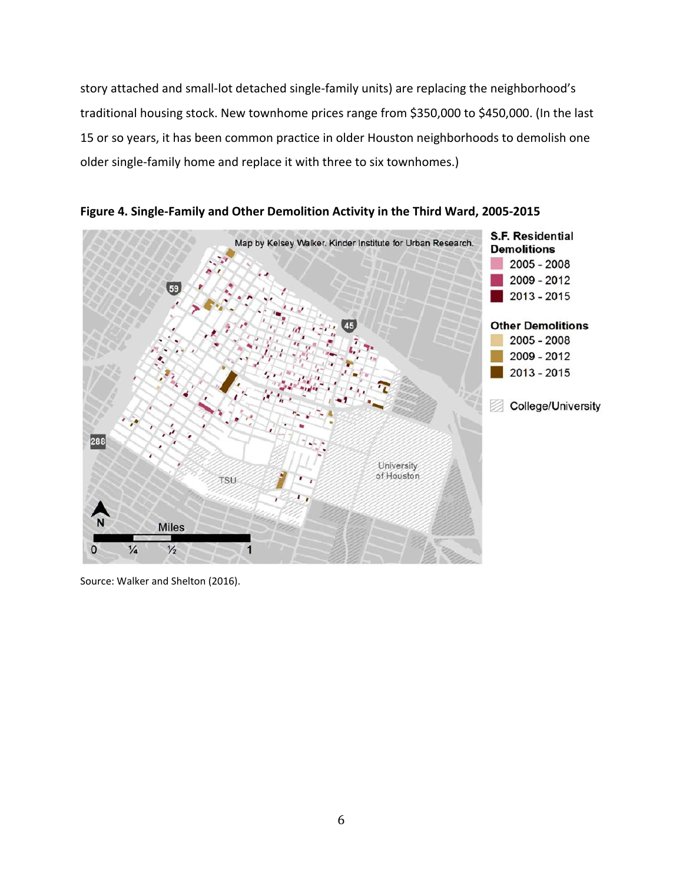story attached and small-lot detached single-family units) are replacing the neighborhood's traditional housing stock. New townhome prices range from $350,000 to $450,000. (In the last 15 or so years, it has been common practice in older Houston neighborhoods to demolish one older single-family home and replace it with three to six townhomes.)

**Figure 4. Single-Family and Other Demolition Activity in the Third Ward, 2005-2015**

Source: Walker and Shelton (2016).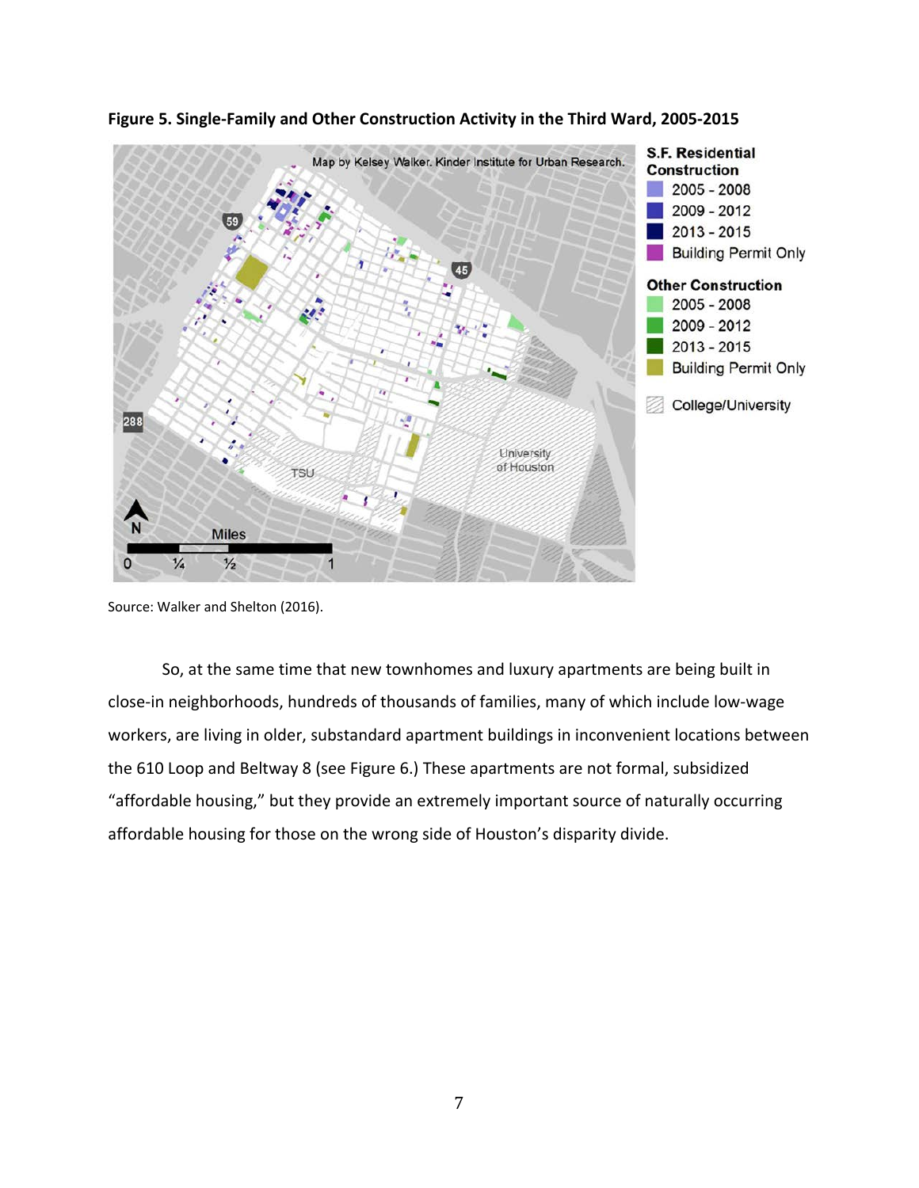**Figure 5. Single-Family and Other Construction Activity in the Third Ward, 2005-2015**

Source: Walker and Shelton (2016).

So, at the same time that new townhomes and luxury apartments are being built in close-in neighborhoods, hundreds of thousands of families, many of which include low-wage workers, are living in older, substandard apartment buildings in inconvenient locations between the 610 Loop and Beltway 8 (see Figure 6.) These apartments are not formal, subsidized "affordable housing," but they provide an extremely important source of naturally occurring affordable housing for those on the wrong side of Houston's disparity divide.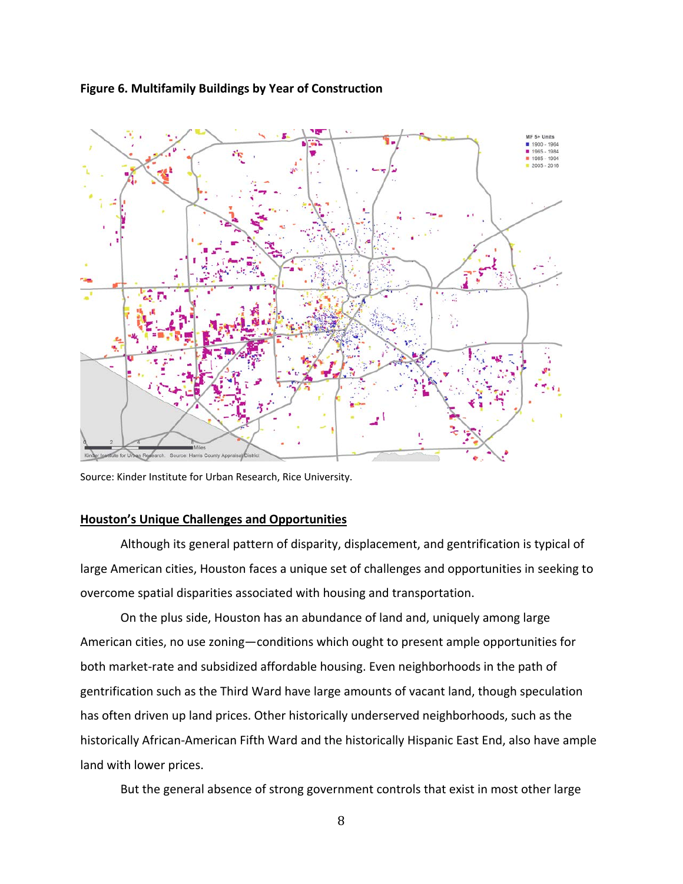**Figure 6. Multifamily Buildings by Year of Construction**

Source: Kinder Institute for Urban Research, Rice University.

**Houston's Unique Challenges and Opportunities**

Although its general pattern of disparity, displacement, and gentrification is typical of large American cities, Houston faces a unique set of challenges and opportunities in seeking to overcome spatial disparities associated with housing and transportation.

On the plus side, Houston has an abundance of land and, uniquely among large American cities, no use zoning—conditions which ought to present ample opportunities for both market-rate and subsidized affordable housing. Even neighborhoods in the path of gentrification such as the Third Ward have large amounts of vacant land, though speculation has often driven up land prices. Other historically underserved neighborhoods, such as the historically African-American Fifth Ward and the historically Hispanic East End, also have ample land with lower prices.

But the general absence of strong government controls that exist in most other large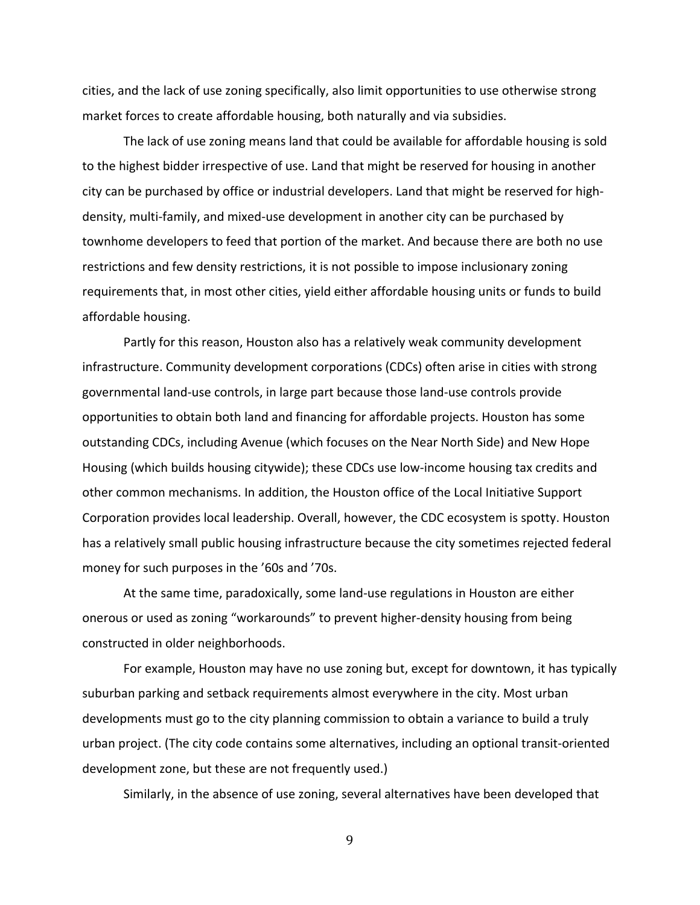cities, and the lack of use zoning specifically, also limit opportunities to use otherwise strong market forces to create affordable housing, both naturally and via subsidies.

The lack of use zoning means land that could be available for affordable housing is sold to the highest bidder irrespective of use. Land that might be reserved for housing in another city can be purchased by office or industrial developers. Land that might be reserved for high-density, multi-family, and mixed-use development in another city can be purchased by townhome developers to feed that portion of the market. And because there are both no use restrictions and few density restrictions, it is not possible to impose inclusionary zoning requirements that, in most other cities, yield either affordable housing units or funds to build affordable housing.

Partly for this reason, Houston also has a relatively weak community development infrastructure. Community development corporations (CDCs) often arise in cities with strong governmental land-use controls, in large part because those land-use controls provide opportunities to obtain both land and financing for affordable projects. Houston has some outstanding CDCs, including Avenue (which focuses on the Near North Side) and New Hope Housing (which builds housing citywide); these CDCs use low-income housing tax credits and other common mechanisms. In addition, the Houston office of the Local Initiative Support Corporation provides local leadership. Overall, however, the CDC ecosystem is spotty. Houston has a relatively small public housing infrastructure because the city sometimes rejected federal money for such purposes in the '60s and '70s.

At the same time, paradoxically, some land-use regulations in Houston are either onerous or used as zoning "workarounds" to prevent higher-density housing from being constructed in older neighborhoods.

For example, Houston may have no use zoning but, except for downtown, it has typically suburban parking and setback requirements almost everywhere in the city. Most urban developments must go to the city planning commission to obtain a variance to build a truly urban project. (The city code contains some alternatives, including an optional transit-oriented development zone, but these are not frequently used.)

Similarly, in the absence of use zoning, several alternatives have been developed that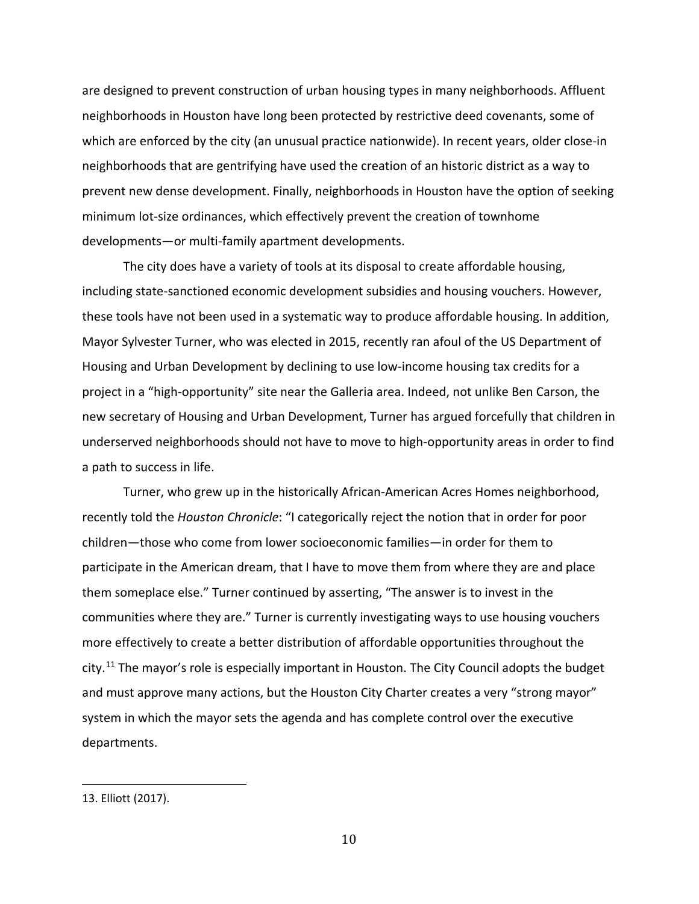are designed to prevent construction of urban housing types in many neighborhoods. Affluent neighborhoods in Houston have long been protected by restrictive deed covenants, some of which are enforced by the city (an unusual practice nationwide). In recent years, older close-in neighborhoods that are gentrifying have used the creation of an historic district as a way to prevent new dense development. Finally, neighborhoods in Houston have the option of seeking minimum lot-size ordinances, which effectively prevent the creation of townhome developments—or multi-family apartment developments.

The city does have a variety of tools at its disposal to create affordable housing, including state-sanctioned economic development subsidies and housing vouchers. However, these tools have not been used in a systematic way to produce affordable housing. In addition, Mayor Sylvester Turner, who was elected in 2015, recently ran afoul of the US Department of Housing and Urban Development by declining to use low-income housing tax credits for a project in a "high-opportunity" site near the Galleria area. Indeed, not unlike Ben Carson, the new secretary of Housing and Urban Development, Turner has argued forcefully that children in underserved neighborhoods should not have to move to high-opportunity areas in order to find a path to success in life.

Turner, who grew up in the historically African-American Acres Homes neighborhood, recently told the *Houston Chronicle*: "I categorically reject the notion that in order for poor children—those who come from lower socioeconomic families—in order for them to participate in the American dream, that I have to move them from where they are and place them someplace else." Turner continued by asserting, "The answer is to invest in the communities where they are." Turner is currently investigating ways to use housing vouchers more effectively to create a better distribution of affordable opportunities throughout the city.[11] The mayor's role is especially important in Houston. The City Council adopts the budget and must approve many actions, but the Houston City Charter creates a very "strong mayor" system in which the mayor sets the agenda and has complete control over the executive departments.

13. Elliott (2017).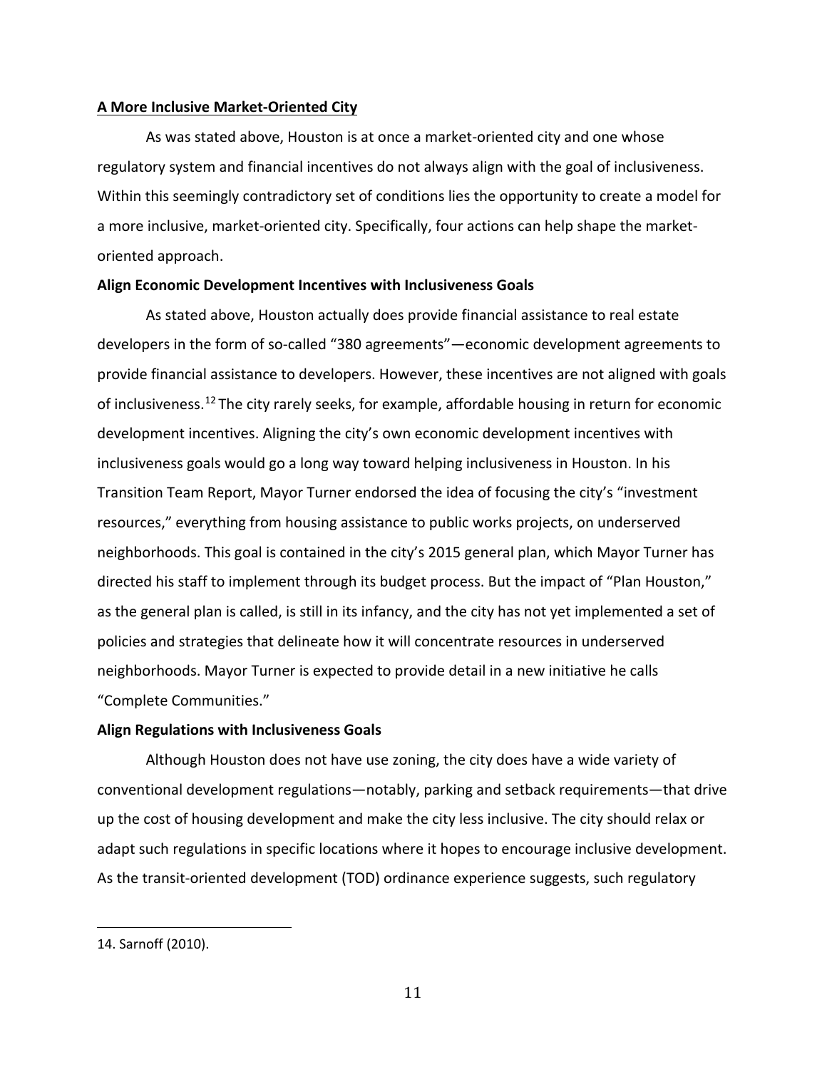## A More Inclusive Market-Oriented City

As was stated above, Houston is at once a market-oriented city and one whose regulatory system and financial incentives do not always align with the goal of inclusiveness. Within this seemingly contradictory set of conditions lies the opportunity to create a model for a more inclusive, market-oriented city. Specifically, four actions can help shape the market-oriented approach.

### Align Economic Development Incentives with Inclusiveness Goals

As stated above, Houston actually does provide financial assistance to real estate developers in the form of so-called "380 agreements"—economic development agreements to provide financial assistance to developers. However, these incentives are not aligned with goals of inclusiveness.[12] The city rarely seeks, for example, affordable housing in return for economic development incentives. Aligning the city's own economic development incentives with inclusiveness goals would go a long way toward helping inclusiveness in Houston. In his Transition Team Report, Mayor Turner endorsed the idea of focusing the city's "investment resources," everything from housing assistance to public works projects, on underserved neighborhoods. This goal is contained in the city's 2015 general plan, which Mayor Turner has directed his staff to implement through its budget process. But the impact of "Plan Houston," as the general plan is called, is still in its infancy, and the city has not yet implemented a set of policies and strategies that delineate how it will concentrate resources in underserved neighborhoods. Mayor Turner is expected to provide detail in a new initiative he calls "Complete Communities."

### Align Regulations with Inclusiveness Goals

Although Houston does not have use zoning, the city does have a wide variety of conventional development regulations—notably, parking and setback requirements—that drive up the cost of housing development and make the city less inclusive. The city should relax or adapt such regulations in specific locations where it hopes to encourage inclusive development. As the transit-oriented development (TOD) ordinance experience suggests, such regulatory

---

14. Sarnoff (2010).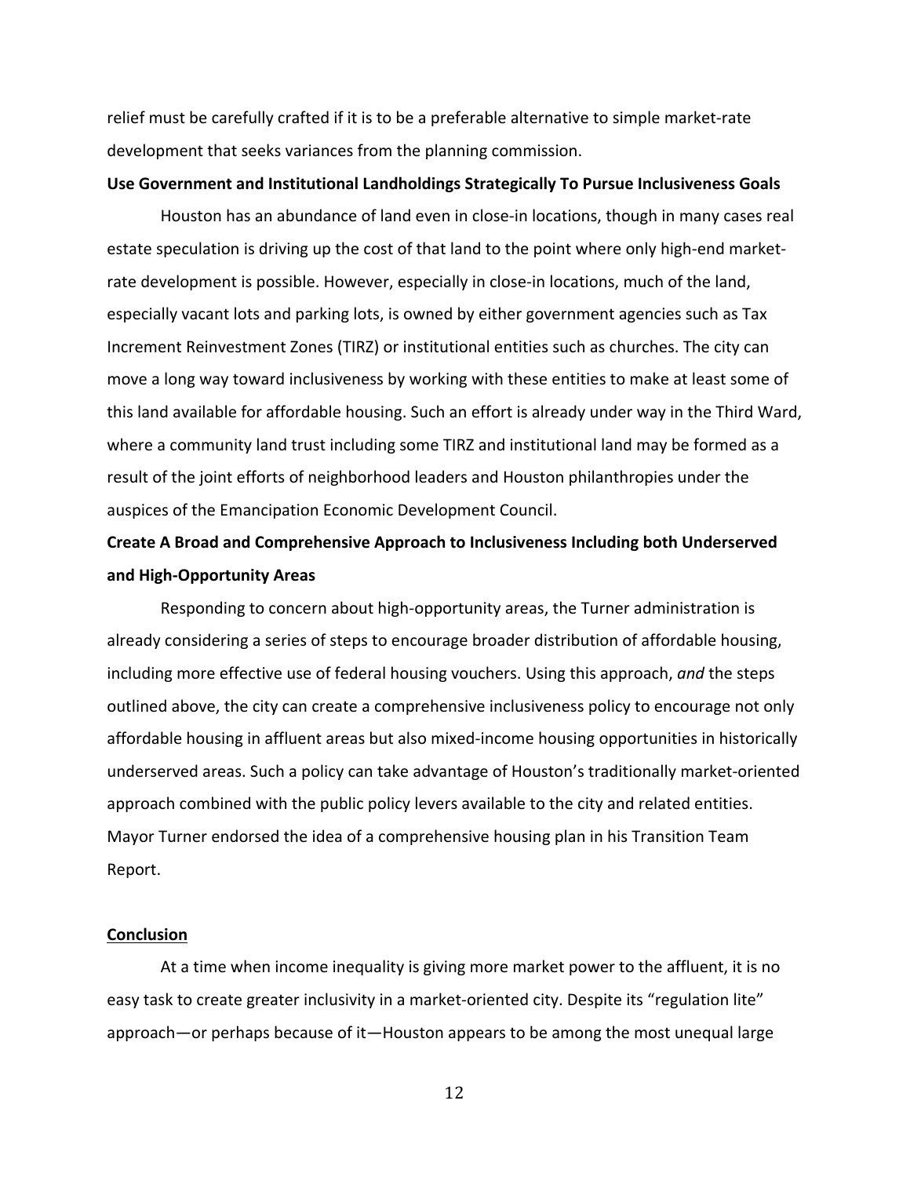relief must be carefully crafted if it is to be a preferable alternative to simple market-rate development that seeks variances from the planning commission.

**Use Government and Institutional Landholdings Strategically To Pursue Inclusiveness Goals**

Houston has an abundance of land even in close-in locations, though in many cases real estate speculation is driving up the cost of that land to the point where only high-end market-rate development is possible. However, especially in close-in locations, much of the land, especially vacant lots and parking lots, is owned by either government agencies such as Tax Increment Reinvestment Zones (TIRZ) or institutional entities such as churches. The city can move a long way toward inclusiveness by working with these entities to make at least some of this land available for affordable housing. Such an effort is already under way in the Third Ward, where a community land trust including some TIRZ and institutional land may be formed as a result of the joint efforts of neighborhood leaders and Houston philanthropies under the auspices of the Emancipation Economic Development Council.

**Create A Broad and Comprehensive Approach to Inclusiveness Including both Underserved and High-Opportunity Areas**

Responding to concern about high-opportunity areas, the Turner administration is already considering a series of steps to encourage broader distribution of affordable housing, including more effective use of federal housing vouchers. Using this approach, *and* the steps outlined above, the city can create a comprehensive inclusiveness policy to encourage not only affordable housing in affluent areas but also mixed-income housing opportunities in historically underserved areas. Such a policy can take advantage of Houston's traditionally market-oriented approach combined with the public policy levers available to the city and related entities. Mayor Turner endorsed the idea of a comprehensive housing plan in his Transition Team Report.

## Conclusion

At a time when income inequality is giving more market power to the affluent, it is no easy task to create greater inclusivity in a market-oriented city. Despite its "regulation lite" approach—or perhaps because of it—Houston appears to be among the most unequal large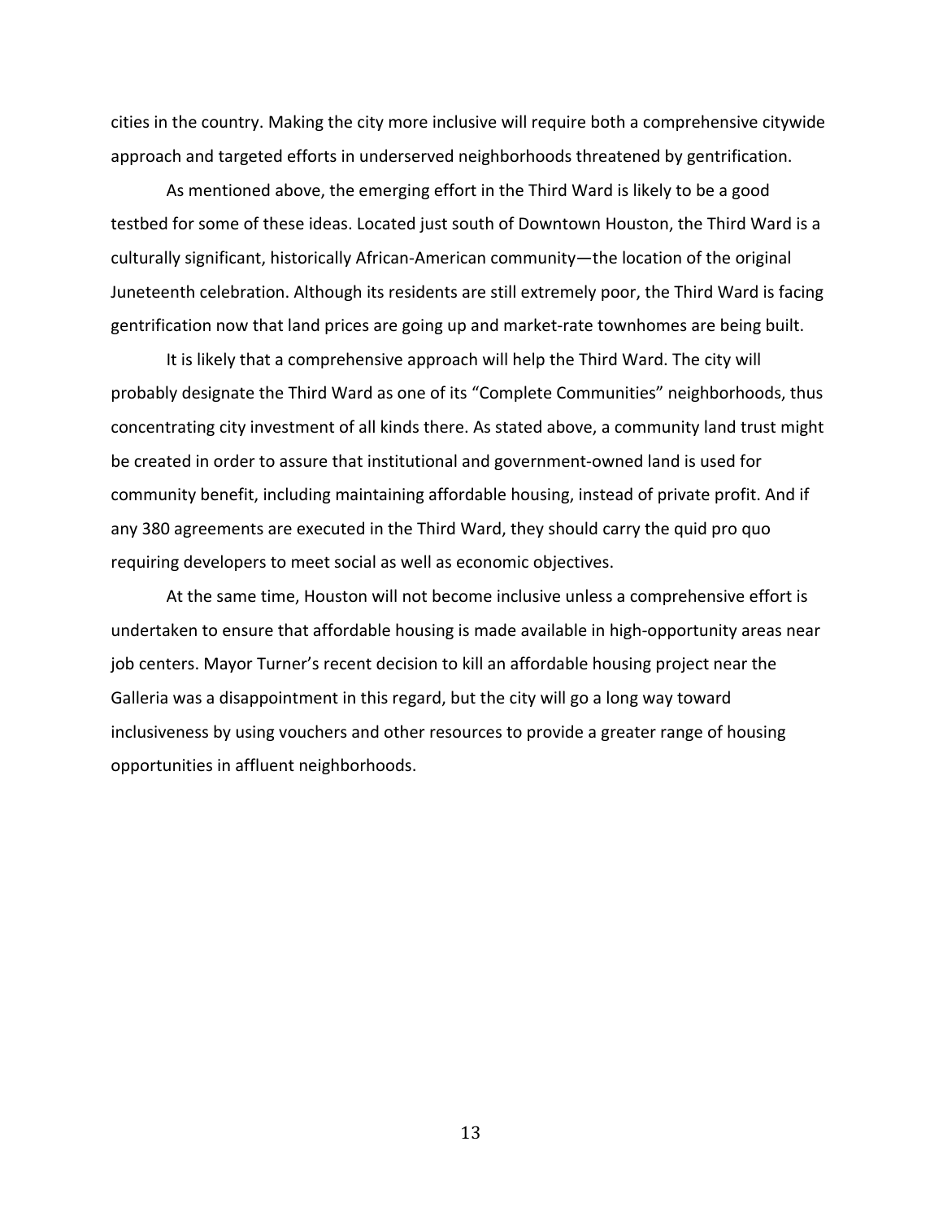cities in the country. Making the city more inclusive will require both a comprehensive citywide approach and targeted efforts in underserved neighborhoods threatened by gentrification.

As mentioned above, the emerging effort in the Third Ward is likely to be a good testbed for some of these ideas. Located just south of Downtown Houston, the Third Ward is a culturally significant, historically African-American community—the location of the original Juneteenth celebration. Although its residents are still extremely poor, the Third Ward is facing gentrification now that land prices are going up and market-rate townhomes are being built.

It is likely that a comprehensive approach will help the Third Ward. The city will probably designate the Third Ward as one of its "Complete Communities" neighborhoods, thus concentrating city investment of all kinds there. As stated above, a community land trust might be created in order to assure that institutional and government-owned land is used for community benefit, including maintaining affordable housing, instead of private profit. And if any 380 agreements are executed in the Third Ward, they should carry the quid pro quo requiring developers to meet social as well as economic objectives.

At the same time, Houston will not become inclusive unless a comprehensive effort is undertaken to ensure that affordable housing is made available in high-opportunity areas near job centers. Mayor Turner's recent decision to kill an affordable housing project near the Galleria was a disappointment in this regard, but the city will go a long way toward inclusiveness by using vouchers and other resources to provide a greater range of housing opportunities in affluent neighborhoods.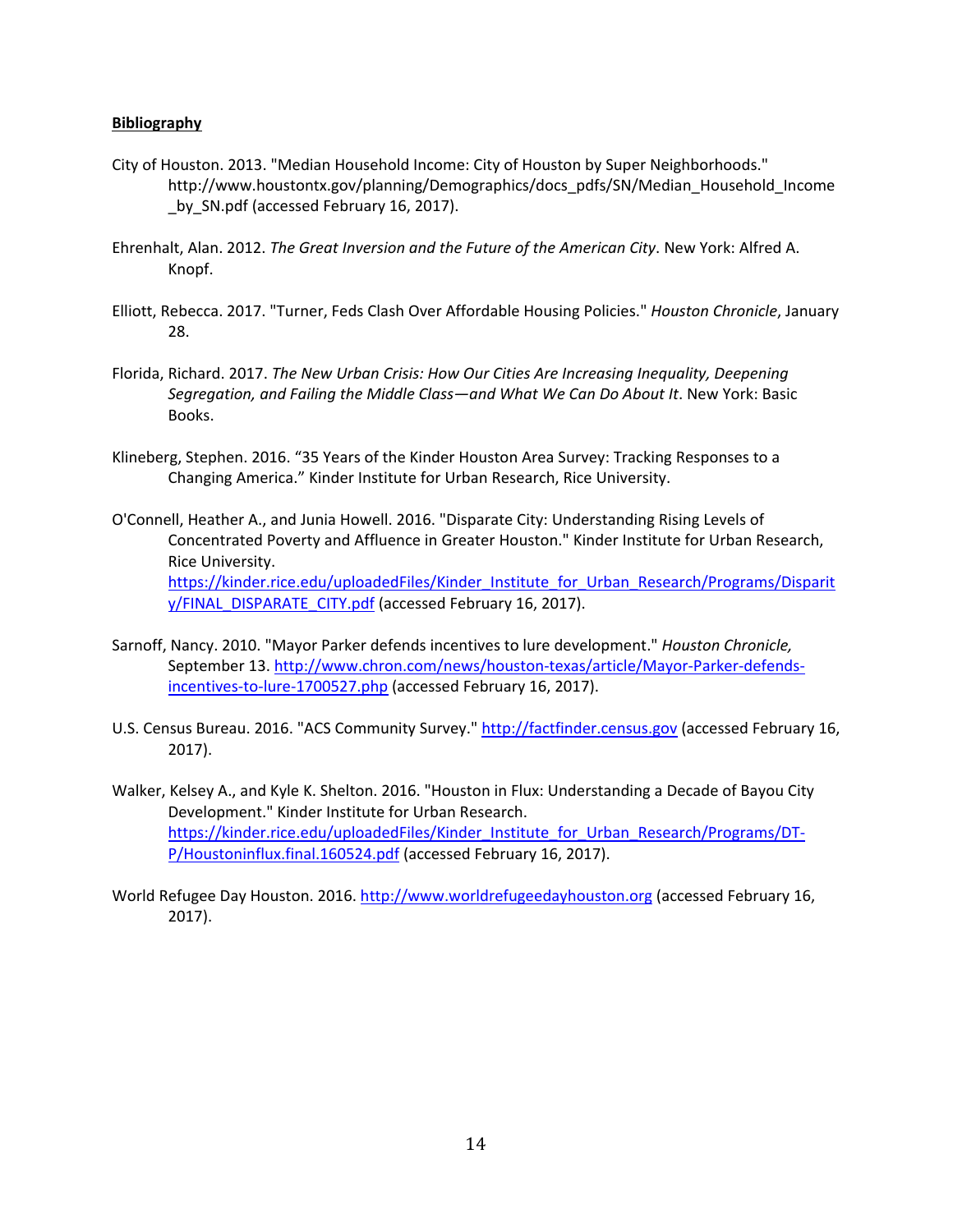**Bibliography**

City of Houston. 2013. "Median Household Income: City of Houston by Super Neighborhoods." http://www.houstontx.gov/planning/Demographics/docs_pdfs/SN/Median_Household_Income_by_SN.pdf (accessed February 16, 2017).

Ehrenhalt, Alan. 2012. *The Great Inversion and the Future of the American City*. New York: Alfred A. Knopf.

Elliott, Rebecca. 2017. "Turner, Feds Clash Over Affordable Housing Policies." *Houston Chronicle*, January 28.

Florida, Richard. 2017. *The New Urban Crisis: How Our Cities Are Increasing Inequality, Deepening Segregation, and Failing the Middle Class—and What We Can Do About It*. New York: Basic Books.

Klineberg, Stephen. 2016. "35 Years of the Kinder Houston Area Survey: Tracking Responses to a Changing America." Kinder Institute for Urban Research, Rice University.

O'Connell, Heather A., and Junia Howell. 2016. "Disparate City: Understanding Rising Levels of Concentrated Poverty and Affluence in Greater Houston." Kinder Institute for Urban Research, Rice University. https://kinder.rice.edu/uploadedFiles/Kinder_Institute_for_Urban_Research/Programs/Disparity/FINAL_DISPARATE_CITY.pdf (accessed February 16, 2017).

Sarnoff, Nancy. 2010. "Mayor Parker defends incentives to lure development." *Houston Chronicle,* September 13. http://www.chron.com/news/houston-texas/article/Mayor-Parker-defends-incentives-to-lure-1700527.php (accessed February 16, 2017).

U.S. Census Bureau. 2016. "ACS Community Survey." http://factfinder.census.gov (accessed February 16, 2017).

Walker, Kelsey A., and Kyle K. Shelton. 2016. "Houston in Flux: Understanding a Decade of Bayou City Development." Kinder Institute for Urban Research. https://kinder.rice.edu/uploadedFiles/Kinder_Institute_for_Urban_Research/Programs/DT-P/Houstoninflux.final.160524.pdf (accessed February 16, 2017).

World Refugee Day Houston. 2016. http://www.worldrefugeedayhouston.org (accessed February 16, 2017).